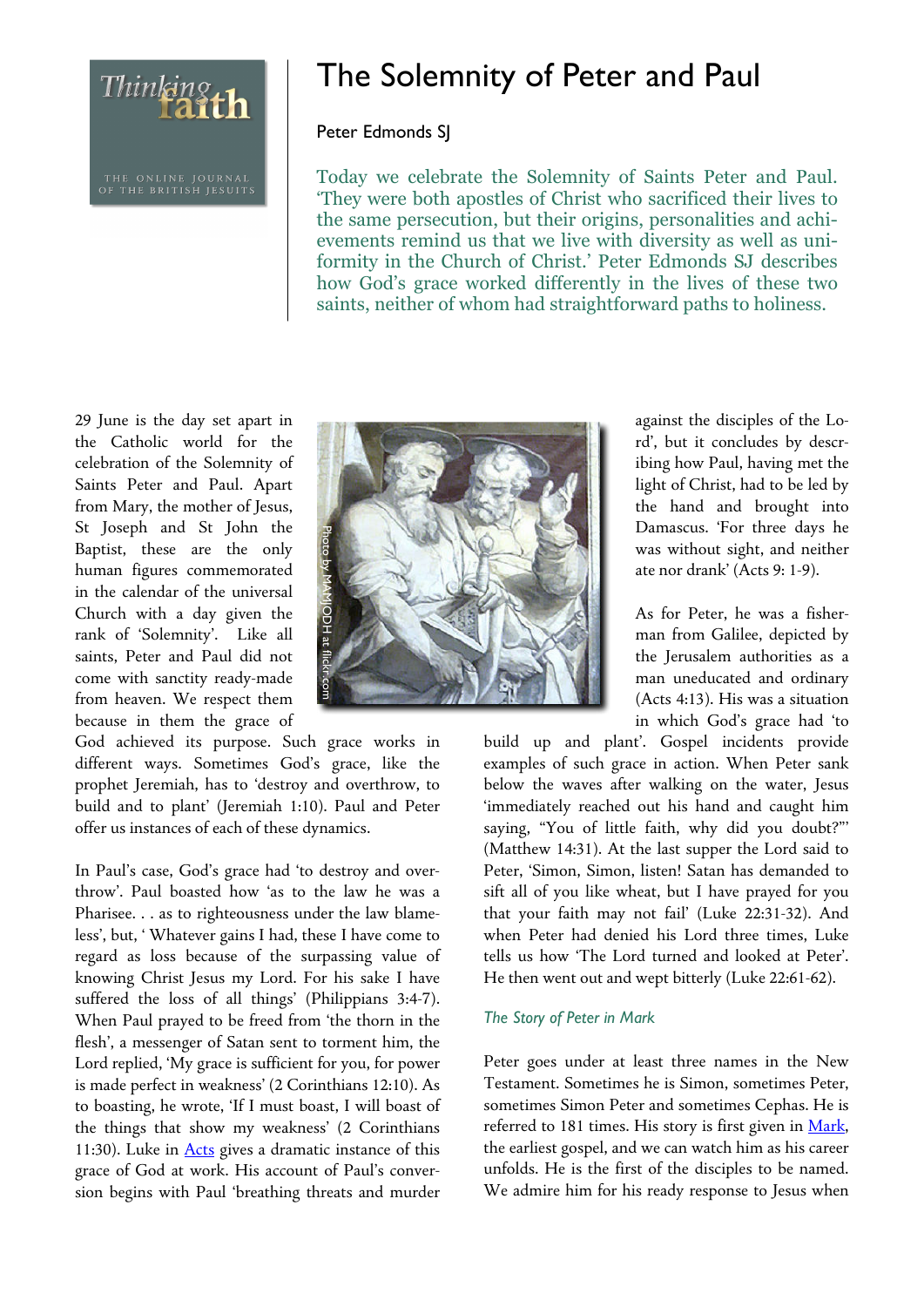# The Solemnity of Peter and Paul

Peter Edmonds SJ

Today we celebrate the Solemnity of Saints Peter and Paul. 'They were both apostles of Christ who sacrificed their lives to the same persecution, but their origins, personalities and achievements remind us that we live with diversity as well as uniformity in the Church of Christ.' Peter Edmonds SJ describes how God's grace worked differently in the lives of these two saints, neither of whom had straightforward paths to holiness.

29 June is the day set apart in the Catholic world for the celebration of the Solemnity of Saints Peter and Paul. Apart from Mary, the mother of Jesus, St Joseph and St John the Baptist, these are the only human figures commemorated in the calendar of the universal Church with a day given the rank of 'Solemnity'. Like all saints, Peter and Paul did not come with sanctity ready-made from heaven. We respect them because in them the grace of God achieved its purpose. Such grace works in different ways. Sometimes God's grace, like the prophet Jeremiah, has to 'destroy and overthrow, to build and to plant' (Jeremiah 1:10). Paul and Peter offer us instances of each of these dynamics.

Photo by MAMJODH at flickr.com

In Paul's case, God's grace had 'to destroy and overthrow'. Paul boasted how 'as to the law he was a Pharisee. . . as to righteousness under the law blameless', but, ' Whatever gains I had, these I have come to regard as loss because of the surpassing value of knowing Christ Jesus my Lord. For his sake I have suffered the loss of all things' (Philippians 3:4-7). When Paul prayed to be freed from 'the thorn in the flesh', a messenger of Satan sent to torment him, the Lord replied, 'My grace is sufficient for you, for power is made perfect in weakness' (2 Corinthians 12:10). As to boasting, he wrote, 'If I must boast, I will boast of the things that show my weakness' (2 Corinthians 11:30). Luke in Acts gives a dramatic instance of this grace of God at work. His account of Paul's conversion begins with Paul 'breathing threats and murder against the disciples of the Lord', but it concludes by describing how Paul, having met the light of Christ, had to be led by the hand and brought into Damascus. 'For three days he was without sight, and neither ate nor drank' (Acts 9: 1-9).

As for Peter, he was a fisherman from Galilee, depicted by the Jerusalem authorities as a man uneducated and ordinary (Acts 4:13). His was a situation in which God's grace had 'to build up and plant'. Gospel incidents provide examples of such grace in action. When Peter sank below the waves after walking on the water, Jesus 'immediately reached out his hand and caught him saying, "You of little faith, why did you doubt?"' (Matthew 14:31). At the last supper the Lord said to Peter, 'Simon, Simon, listen! Satan has demanded to sift all of you like wheat, but I have prayed for you that your faith may not fail' (Luke 22:31-32). And when Peter had denied his Lord three times, Luke tells us how 'The Lord turned and looked at Peter'. He then went out and wept bitterly (Luke 22:61-62).

### *The Story of Peter in Mark*

Peter goes under at least three names in the New Testament. Sometimes he is Simon, sometimes Peter, sometimes Simon Peter and sometimes Cephas. He is referred to 181 times. His story is first given in Mark, the earliest gospel, and we can watch him as his career unfolds. He is the first of the disciples to be named. We admire him for his ready response to Jesus when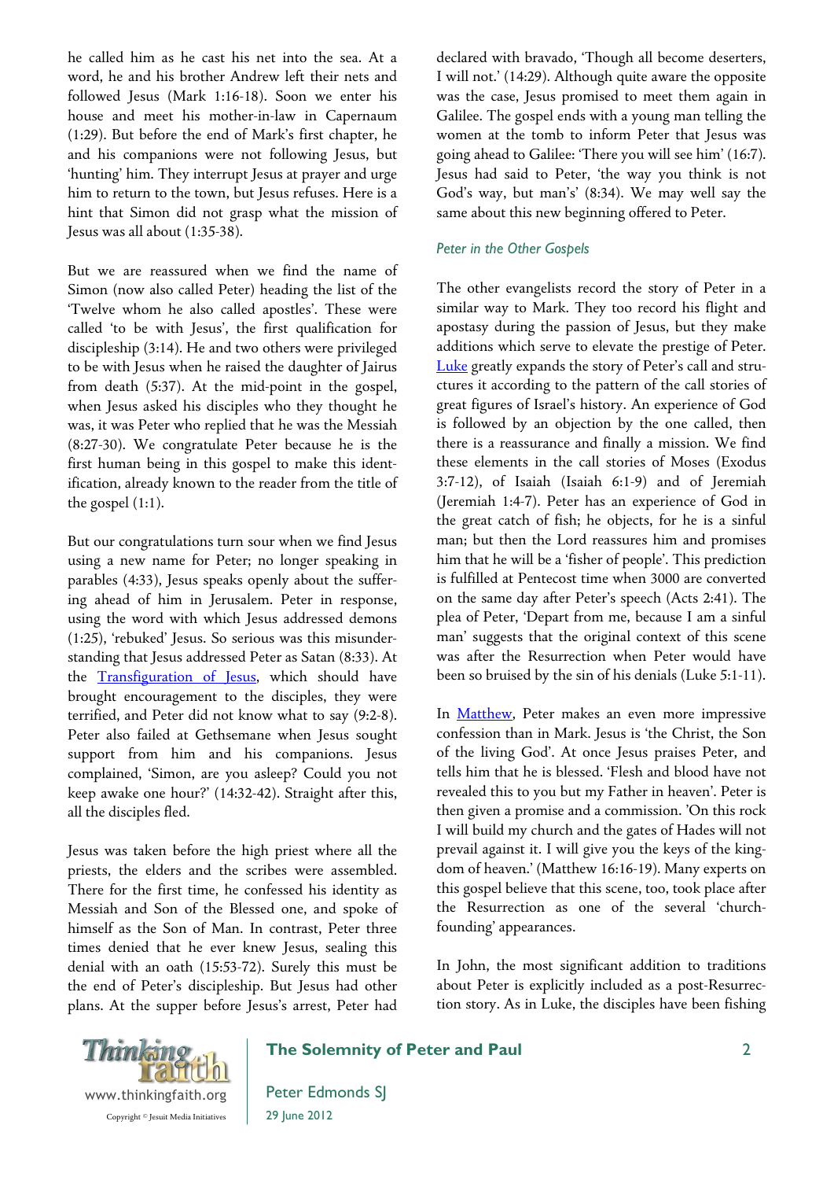he called him as he cast his net into the sea. At a word, he and his brother Andrew left their nets and followed Jesus (Mark 1:16-18). Soon we enter his house and meet his mother-in-law in Capernaum (1:29). But before the end of Mark's first chapter, he and his companions were not following Jesus, but 'hunting' him. They interrupt Jesus at prayer and urge him to return to the town, but Jesus refuses. Here is a hint that Simon did not grasp what the mission of Jesus was all about (1:35-38).

But we are reassured when we find the name of Simon (now also called Peter) heading the list of the 'Twelve whom he also called apostles'. These were called 'to be with Jesus', the first qualification for discipleship (3:14). He and two others were privileged to be with Jesus when he raised the daughter of Jairus from death (5:37). At the mid-point in the gospel, when Jesus asked his disciples who they thought he was, it was Peter who replied that he was the Messiah (8:27-30). We congratulate Peter because he is the first human being in this gospel to make this identification, already known to the reader from the title of the gospel (1:1).

But our congratulations turn sour when we find Jesus using a new name for Peter; no longer speaking in parables (4:33), Jesus speaks openly about the suffering ahead of him in Jerusalem. Peter in response, using the word with which Jesus addressed demons (1:25), 'rebuked' Jesus. So serious was this misunderstanding that Jesus addressed Peter as Satan (8:33). At the Transfiguration of Jesus, which should have brought encouragement to the disciples, they were terrified, and Peter did not know what to say (9:2-8). Peter also failed at Gethsemane when Jesus sought support from him and his companions. Jesus complained, 'Simon, are you asleep? Could you not keep awake one hour?' (14:32-42). Straight after this, all the disciples fled.

Jesus was taken before the high priest where all the priests, the elders and the scribes were assembled. There for the first time, he confessed his identity as Messiah and Son of the Blessed one, and spoke of himself as the Son of Man. In contrast, Peter three times denied that he ever knew Jesus, sealing this denial with an oath (15:53-72). Surely this must be the end of Peter's discipleship. But Jesus had other plans. At the supper before Jesus's arrest, Peter had declared with bravado, 'Though all become deserters, I will not.' (14:29). Although quite aware the opposite was the case, Jesus promised to meet them again in Galilee. The gospel ends with a young man telling the women at the tomb to inform Peter that Jesus was going ahead to Galilee: 'There you will see him' (16:7). Jesus had said to Peter, 'the way you think is not God's way, but man's' (8:34). We may well say the same about this new beginning offered to Peter.

### *Peter in the Other Gospels*

The other evangelists record the story of Peter in a similar way to Mark. They too record his flight and apostasy during the passion of Jesus, but they make additions which serve to elevate the prestige of Peter. Luke greatly expands the story of Peter's call and structures it according to the pattern of the call stories of great figures of Israel's history. An experience of God is followed by an objection by the one called, then there is a reassurance and finally a mission. We find these elements in the call stories of Moses (Exodus 3:7-12), of Isaiah (Isaiah 6:1-9) and of Jeremiah (Jeremiah 1:4-7). Peter has an experience of God in the great catch of fish; he objects, for he is a sinful man; but then the Lord reassures him and promises him that he will be a 'fisher of people'. This prediction is fulfilled at Pentecost time when 3000 are converted on the same day after Peter's speech (Acts 2:41). The plea of Peter, 'Depart from me, because I am a sinful man' suggests that the original context of this scene was after the Resurrection when Peter would have been so bruised by the sin of his denials (Luke 5:1-11).

In Matthew, Peter makes an even more impressive confession than in Mark. Jesus is 'the Christ, the Son of the living God'. At once Jesus praises Peter, and tells him that he is blessed. 'Flesh and blood have not revealed this to you but my Father in heaven'. Peter is then given a promise and a commission. 'On this rock I will build my church and the gates of Hades will not prevail against it. I will give you the keys of the kingdom of heaven.' (Matthew 16:16-19). Many experts on this gospel believe that this scene, too, took place after the Resurrection as one of the several 'church-founding' appearances.

In John, the most significant addition to traditions about Peter is explicitly included as a post-Resurrection story. As in Luke, the disciples have been fishing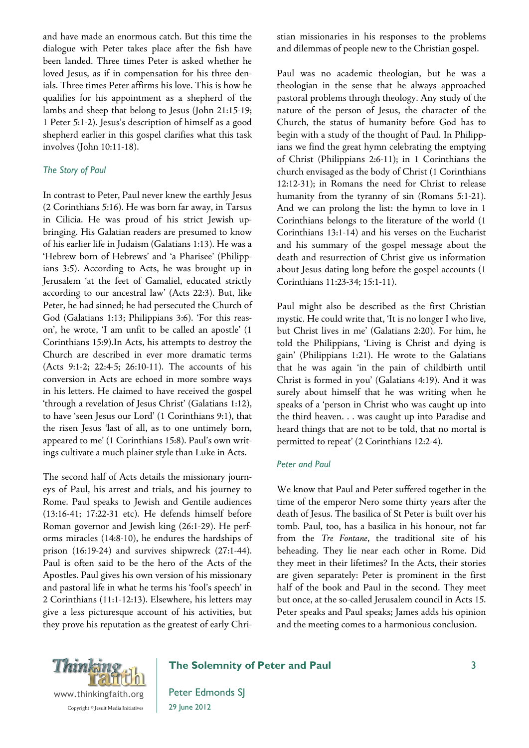and have made an enormous catch. But this time the dialogue with Peter takes place after the fish have been landed. Three times Peter is asked whether he loved Jesus, as if in compensation for his three denials. Three times Peter affirms his love. This is how he qualifies for his appointment as a shepherd of the lambs and sheep that belong to Jesus (John 21:15-19; 1 Peter 5:1-2). Jesus's description of himself as a good shepherd earlier in this gospel clarifies what this task involves (John 10:11-18).

### *The Story of Paul*

In contrast to Peter, Paul never knew the earthly Jesus (2 Corinthians 5:16). He was born far away, in Tarsus in Cilicia. He was proud of his strict Jewish upbringing. His Galatian readers are presumed to know of his earlier life in Judaism (Galatians 1:13). He was a 'Hebrew born of Hebrews' and 'a Pharisee' (Philippians 3:5). According to Acts, he was brought up in Jerusalem 'at the feet of Gamaliel, educated strictly according to our ancestral law' (Acts 22:3). But, like Peter, he had sinned; he had persecuted the Church of God (Galatians 1:13; Philippians 3:6). 'For this reason', he wrote, 'I am unfit to be called an apostle' (1 Corinthians 15:9).In Acts, his attempts to destroy the Church are described in ever more dramatic terms (Acts 9:1-2; 22:4-5; 26:10-11). The accounts of his conversion in Acts are echoed in more sombre ways in his letters. He claimed to have received the gospel 'through a revelation of Jesus Christ' (Galatians 1:12), to have 'seen Jesus our Lord' (1 Corinthians 9:1), that the risen Jesus 'last of all, as to one untimely born, appeared to me' (1 Corinthians 15:8). Paul's own writings cultivate a much plainer style than Luke in Acts.

The second half of Acts details the missionary journeys of Paul, his arrest and trials, and his journey to Rome. Paul speaks to Jewish and Gentile audiences (13:16-41; 17:22-31 etc). He defends himself before Roman governor and Jewish king (26:1-29). He performs miracles (14:8-10), he endures the hardships of prison (16:19-24) and survives shipwreck (27:1-44). Paul is often said to be the hero of the Acts of the Apostles. Paul gives his own version of his missionary and pastoral life in what he terms his 'fool's speech' in 2 Corinthians (11:1-12:13). Elsewhere, his letters may give a less picturesque account of his activities, but they prove his reputation as the greatest of early Christian missionaries in his responses to the problems and dilemmas of people new to the Christian gospel.

Paul was no academic theologian, but he was a theologian in the sense that he always approached pastoral problems through theology. Any study of the nature of the person of Jesus, the character of the Church, the status of humanity before God has to begin with a study of the thought of Paul. In Philippians we find the great hymn celebrating the emptying of Christ (Philippians 2:6-11); in 1 Corinthians the church envisaged as the body of Christ (1 Corinthians 12:12-31); in Romans the need for Christ to release humanity from the tyranny of sin (Romans 5:1-21). And we can prolong the list: the hymn to love in 1 Corinthians belongs to the literature of the world (1 Corinthians 13:1-14) and his verses on the Eucharist and his summary of the gospel message about the death and resurrection of Christ give us information about Jesus dating long before the gospel accounts (1 Corinthians 11:23-34; 15:1-11).

Paul might also be described as the first Christian mystic. He could write that, 'It is no longer I who live, but Christ lives in me' (Galatians 2:20). For him, he told the Philippians, 'Living is Christ and dying is gain' (Philippians 1:21). He wrote to the Galatians that he was again 'in the pain of childbirth until Christ is formed in you' (Galatians 4:19). And it was surely about himself that he was writing when he speaks of a 'person in Christ who was caught up into the third heaven. . . was caught up into Paradise and heard things that are not to be told, that no mortal is permitted to repeat' (2 Corinthians 12:2-4).

### *Peter and Paul*

We know that Paul and Peter suffered together in the time of the emperor Nero some thirty years after the death of Jesus. The basilica of St Peter is built over his tomb. Paul, too, has a basilica in his honour, not far from the *Tre Fontane*, the traditional site of his beheading. They lie near each other in Rome. Did they meet in their lifetimes? In the Acts, their stories are given separately: Peter is prominent in the first half of the book and Paul in the second. They meet but once, at the so-called Jerusalem council in Acts 15. Peter speaks and Paul speaks; James adds his opinion and the meeting comes to a harmonious conclusion.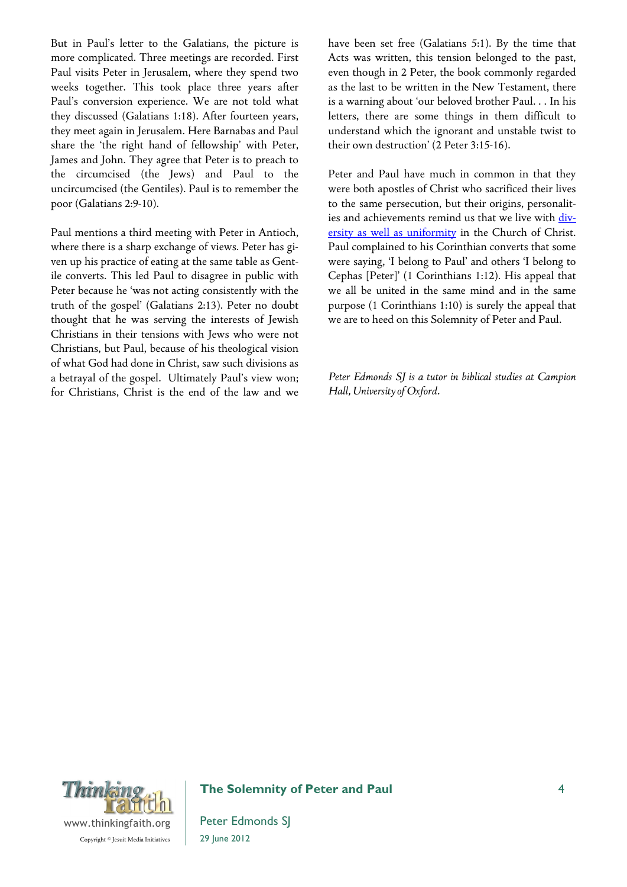But in Paul's letter to the Galatians, the picture is more complicated. Three meetings are recorded. First Paul visits Peter in Jerusalem, where they spend two weeks together. This took place three years after Paul's conversion experience. We are not told what they discussed (Galatians 1:18). After fourteen years, they meet again in Jerusalem. Here Barnabas and Paul share the 'the right hand of fellowship' with Peter, James and John. They agree that Peter is to preach to the circumcised (the Jews) and Paul to the uncircumcised (the Gentiles). Paul is to remember the poor (Galatians 2:9-10).

Paul mentions a third meeting with Peter in Antioch, where there is a sharp exchange of views. Peter has given up his practice of eating at the same table as Gentile converts. This led Paul to disagree in public with Peter because he 'was not acting consistently with the truth of the gospel' (Galatians 2:13). Peter no doubt thought that he was serving the interests of Jewish Christians in their tensions with Jews who were not Christians, but Paul, because of his theological vision of what God had done in Christ, saw such divisions as a betrayal of the gospel. Ultimately Paul's view won; for Christians, Christ is the end of the law and we have been set free (Galatians 5:1). By the time that Acts was written, this tension belonged to the past, even though in 2 Peter, the book commonly regarded as the last to be written in the New Testament, there is a warning about 'our beloved brother Paul. . . In his letters, there are some things in them difficult to understand which the ignorant and unstable twist to their own destruction' (2 Peter 3:15-16).

Peter and Paul have much in common in that they were both apostles of Christ who sacrificed their lives to the same persecution, but their origins, personalities and achievements remind us that we live with diversity as well as uniformity in the Church of Christ. Paul complained to his Corinthian converts that some were saying, 'I belong to Paul' and others 'I belong to Cephas [Peter]' (1 Corinthians 1:12). His appeal that we all be united in the same mind and in the same purpose (1 Corinthians 1:10) is surely the appeal that we are to heed on this Solemnity of Peter and Paul.

*Peter Edmonds SJ is a tutor in biblical studies at Campion Hall, University of Oxford.*